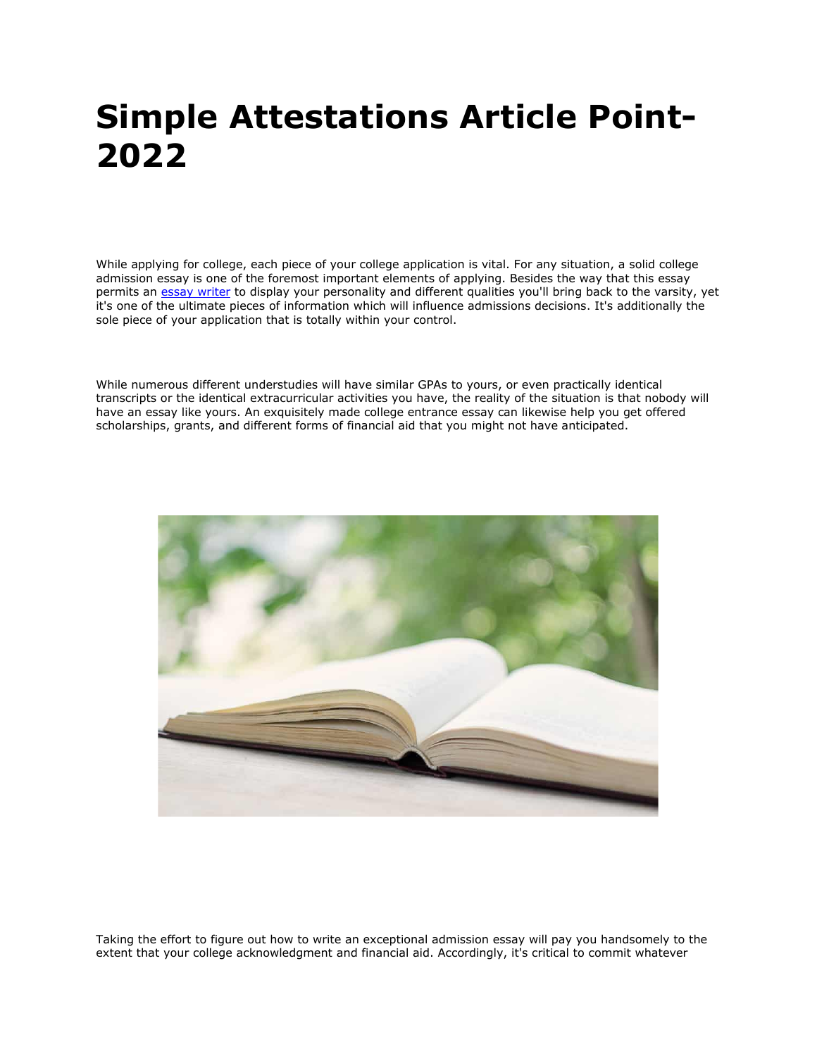# Simple Attestations Article Point-2022

While applying for college, each piece of your college application is vital. For any situation, a solid college admission essay is one of the foremost important elements of applying. Besides the way that this essay permits an [essay writer](#) to display your personality and different qualities you'll bring back to the varsity, yet it's one of the ultimate pieces of information which will influence admissions decisions. It's additionally the sole piece of your application that is totally within your control.

While numerous different understudies will have similar GPAs to yours, or even practically identical transcripts or the identical extracurricular activities you have, the reality of the situation is that nobody will have an essay like yours. An exquisitely made college entrance essay can likewise help you get offered scholarships, grants, and different forms of financial aid that you might not have anticipated.

Taking the effort to figure out how to write an exceptional admission essay will pay you handsomely to the extent that your college acknowledgment and financial aid. Accordingly, it's critical to commit whatever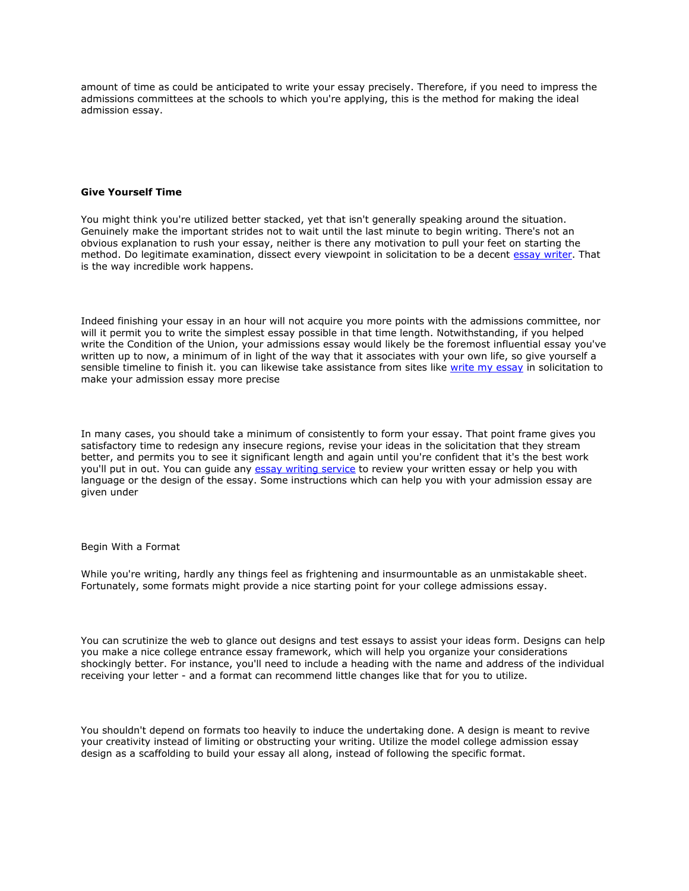amount of time as could be anticipated to write your essay precisely. Therefore, if you need to impress the admissions committees at the schools to which you're applying, this is the method for making the ideal admission essay.

**Give Yourself Time**

You might think you're utilized better stacked, yet that isn't generally speaking around the situation. Genuinely make the important strides not to wait until the last minute to begin writing. There's not an obvious explanation to rush your essay, neither is there any motivation to pull your feet on starting the method. Do legitimate examination, dissect every viewpoint in solicitation to be a decent [essay writer](). That is the way incredible work happens.

Indeed finishing your essay in an hour will not acquire you more points with the admissions committee, nor will it permit you to write the simplest essay possible in that time length. Notwithstanding, if you helped write the Condition of the Union, your admissions essay would likely be the foremost influential essay you've written up to now, a minimum of in light of the way that it associates with your own life, so give yourself a sensible timeline to finish it. you can likewise take assistance from sites like [write my essay]() in solicitation to make your admission essay more precise

In many cases, you should take a minimum of consistently to form your essay. That point frame gives you satisfactory time to redesign any insecure regions, revise your ideas in the solicitation that they stream better, and permits you to see it significant length and again until you're confident that it's the best work you'll put in out. You can guide any [essay writing service]() to review your written essay or help you with language or the design of the essay. Some instructions which can help you with your admission essay are given under

Begin With a Format

While you're writing, hardly any things feel as frightening and insurmountable as an unmistakable sheet. Fortunately, some formats might provide a nice starting point for your college admissions essay.

You can scrutinize the web to glance out designs and test essays to assist your ideas form. Designs can help you make a nice college entrance essay framework, which will help you organize your considerations shockingly better. For instance, you'll need to include a heading with the name and address of the individual receiving your letter - and a format can recommend little changes like that for you to utilize.

You shouldn't depend on formats too heavily to induce the undertaking done. A design is meant to revive your creativity instead of limiting or obstructing your writing. Utilize the model college admission essay design as a scaffolding to build your essay all along, instead of following the specific format.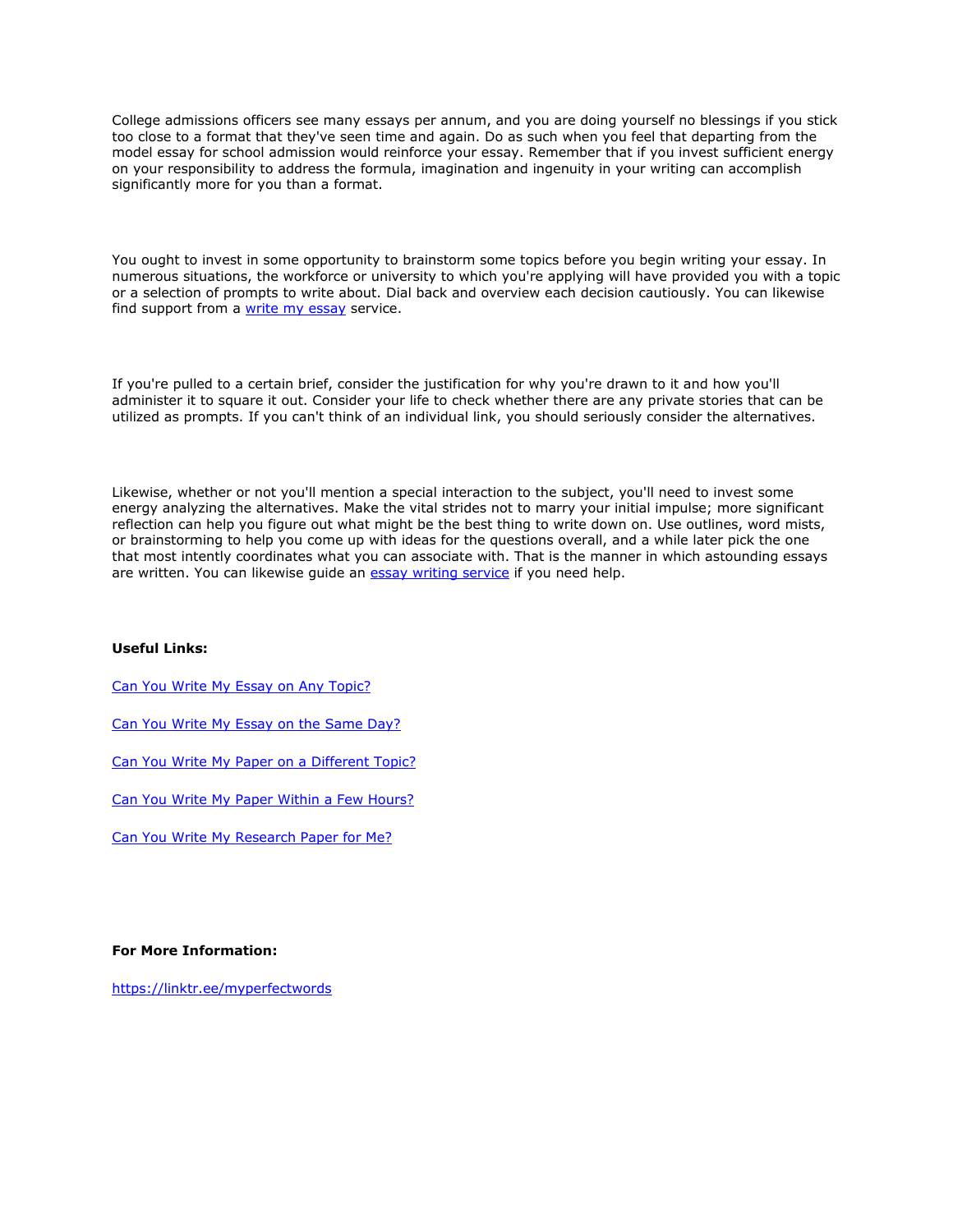College admissions officers see many essays per annum, and you are doing yourself no blessings if you stick too close to a format that they've seen time and again. Do as such when you feel that departing from the model essay for school admission would reinforce your essay. Remember that if you invest sufficient energy on your responsibility to address the formula, imagination and ingenuity in your writing can accomplish significantly more for you than a format.

You ought to invest in some opportunity to brainstorm some topics before you begin writing your essay. In numerous situations, the workforce or university to which you're applying will have provided you with a topic or a selection of prompts to write about. Dial back and overview each decision cautiously. You can likewise find support from a [write my essay](#) service.

If you're pulled to a certain brief, consider the justification for why you're drawn to it and how you'll administer it to square it out. Consider your life to check whether there are any private stories that can be utilized as prompts. If you can't think of an individual link, you should seriously consider the alternatives.

Likewise, whether or not you'll mention a special interaction to the subject, you'll need to invest some energy analyzing the alternatives. Make the vital strides not to marry your initial impulse; more significant reflection can help you figure out what might be the best thing to write down on. Use outlines, word mists, or brainstorming to help you come up with ideas for the questions overall, and a while later pick the one that most intently coordinates what you can associate with. That is the manner in which astounding essays are written. You can likewise guide an [essay writing service](#) if you need help.

**Useful Links:**

[Can You Write My Essay on Any Topic?](#)

[Can You Write My Essay on the Same Day?](#)

[Can You Write My Paper on a Different Topic?](#)

[Can You Write My Paper Within a Few Hours?](#)

[Can You Write My Research Paper for Me?](#)

**For More Information:**

[https://linktr.ee/myperfectwords](https://linktr.ee/myperfectwords)